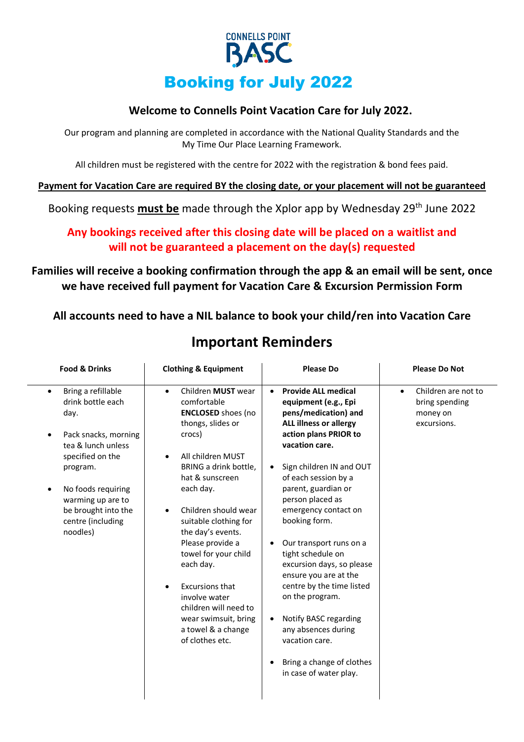CONNELLS POINT BASC

# Booking for July 2022

**Welcome to Connells Point Vacation Care for July 2022.**

Our program and planning are completed in accordance with the National Quality Standards and the My Time Our Place Learning Framework.

All children must be registered with the centre for 2022 with the registration & bond fees paid.

**Payment for Vacation Care are required BY the closing date, or your placement will not be guaranteed**

Booking requests **must be** made through the Xplor app by Wednesday 29th June 2022

**Any bookings received after this closing date will be placed on a waitlist and will not be guaranteed a placement on the day(s) requested**

**Families will receive a booking confirmation through the app & an email will be sent, once we have received full payment for Vacation Care & Excursion Permission Form**

**All accounts need to have a NIL balance to book your child/ren into Vacation Care**

## Important Reminders

| Food & Drinks | Clothing & Equipment | Please Do | Please Do Not |
|---|---|---|---|
| • Bring a refillable drink bottle each day.<br>• Pack snacks, morning tea & lunch unless specified on the program.<br>• No foods requiring warming up are to be brought into the centre (including noodles) | • Children **MUST** wear comfortable **ENCLOSED** shoes (no thongs, slides or crocs)<br>• All children MUST BRING a drink bottle, hat & sunscreen each day.<br>• Children should wear suitable clothing for the day's events. Please provide a towel for your child each day.<br>• Excursions that involve water children will need to wear swimsuit, bring a towel & a change of clothes etc. | • **Provide ALL medical equipment (e.g., Epi pens/medication) and ALL illness or allergy action plans PRIOR to vacation care.**<br>• Sign children IN and OUT of each session by a parent, guardian or person placed as emergency contact on booking form.<br>• Our transport runs on a tight schedule on excursion days, so please ensure you are at the centre by the time listed on the program.<br>• Notify BASC regarding any absences during vacation care.<br>• Bring a change of clothes in case of water play. | • Children are not to bring spending money on excursions. |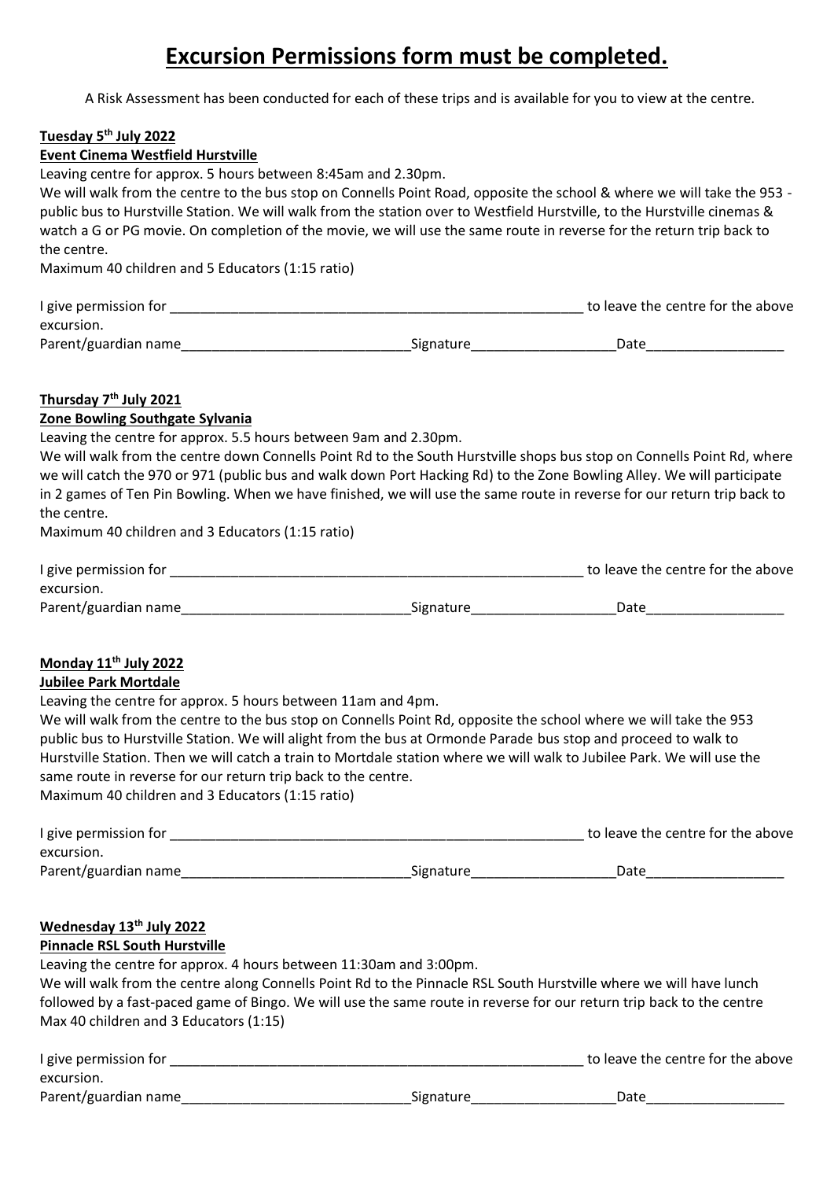# Excursion Permissions form must be completed.

A Risk Assessment has been conducted for each of these trips and is available for you to view at the centre.

**Tuesday 5th July 2022**

**Event Cinema Westfield Hurstville**

Leaving centre for approx. 5 hours between 8:45am and 2.30pm.

We will walk from the centre to the bus stop on Connells Point Road, opposite the school & where we will take the 953 - public bus to Hurstville Station. We will walk from the station over to Westfield Hurstville, to the Hurstville cinemas & watch a G or PG movie. On completion of the movie, we will use the same route in reverse for the return trip back to the centre.

Maximum 40 children and 5 Educators (1:15 ratio)

I give permission for ________________________________________________________ to leave the centre for the above excursion.

Parent/guardian name_____________________________ Signature__________________ Date_________________

**Thursday 7th July 2021**

**Zone Bowling Southgate Sylvania**

Leaving the centre for approx. 5.5 hours between 9am and 2.30pm.

We will walk from the centre down Connells Point Rd to the South Hurstville shops bus stop on Connells Point Rd, where we will catch the 970 or 971 (public bus and walk down Port Hacking Rd) to the Zone Bowling Alley. We will participate in 2 games of Ten Pin Bowling. When we have finished, we will use the same route in reverse for our return trip back to the centre.

Maximum 40 children and 3 Educators (1:15 ratio)

I give permission for ________________________________________________________ to leave the centre for the above excursion.

Parent/guardian name_____________________________ Signature__________________ Date_________________

**Monday 11th July 2022**

**Jubilee Park Mortdale**

Leaving the centre for approx. 5 hours between 11am and 4pm.

We will walk from the centre to the bus stop on Connells Point Rd, opposite the school where we will take the 953 public bus to Hurstville Station. We will alight from the bus at Ormonde Parade bus stop and proceed to walk to Hurstville Station. Then we will catch a train to Mortdale station where we will walk to Jubilee Park. We will use the same route in reverse for our return trip back to the centre.

Maximum 40 children and 3 Educators (1:15 ratio)

I give permission for ________________________________________________________ to leave the centre for the above excursion.

Parent/guardian name_____________________________ Signature__________________ Date_________________

**Wednesday 13th July 2022**

**Pinnacle RSL South Hurstville**

Leaving the centre for approx. 4 hours between 11:30am and 3:00pm.

We will walk from the centre along Connells Point Rd to the Pinnacle RSL South Hurstville where we will have lunch followed by a fast-paced game of Bingo. We will use the same route in reverse for our return trip back to the centre

Max 40 children and 3 Educators (1:15)

I give permission for ________________________________________________________ to leave the centre for the above excursion.

Parent/guardian name_____________________________ Signature__________________ Date_________________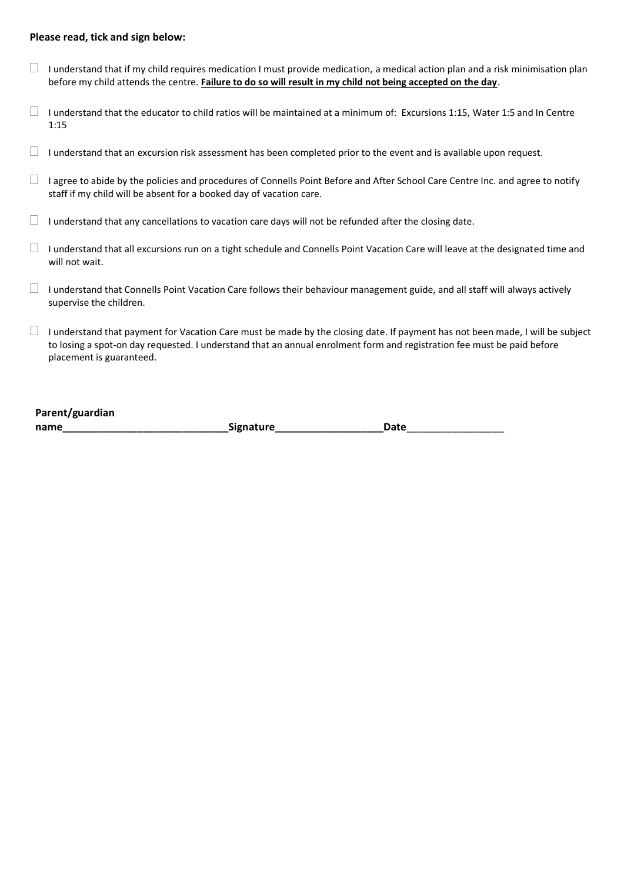**Please read, tick and sign below:**

- ☐ I understand that if my child requires medication I must provide medication, a medical action plan and a risk minimisation plan before my child attends the centre. **<u>Failure to do so will result in my child not being accepted on the day</u>**.

- ☐ I understand that the educator to child ratios will be maintained at a minimum of: Excursions 1:15, Water 1:5 and In Centre 1:15

- ☐ I understand that an excursion risk assessment has been completed prior to the event and is available upon request.

- ☐ I agree to abide by the policies and procedures of Connells Point Before and After School Care Centre Inc. and agree to notify staff if my child will be absent for a booked day of vacation care.

- ☐ I understand that any cancellations to vacation care days will not be refunded after the closing date.

- ☐ I understand that all excursions run on a tight schedule and Connells Point Vacation Care will leave at the designated time and will not wait.

- ☐ I understand that Connells Point Vacation Care follows their behaviour management guide, and all staff will always actively supervise the children.

- ☐ I understand that payment for Vacation Care must be made by the closing date. If payment has not been made, I will be subject to losing a spot-on day requested. I understand that an annual enrolment form and registration fee must be paid before placement is guaranteed.

**Parent/guardian name**\_\_\_\_\_\_\_\_\_\_\_\_\_\_\_\_\_\_\_\_\_\_\_\_\_\_\_\_ **Signature**\_\_\_\_\_\_\_\_\_\_\_\_\_\_\_\_\_\_\_ **Date**\_\_\_\_\_\_\_\_\_\_\_\_\_\_\_\_\_